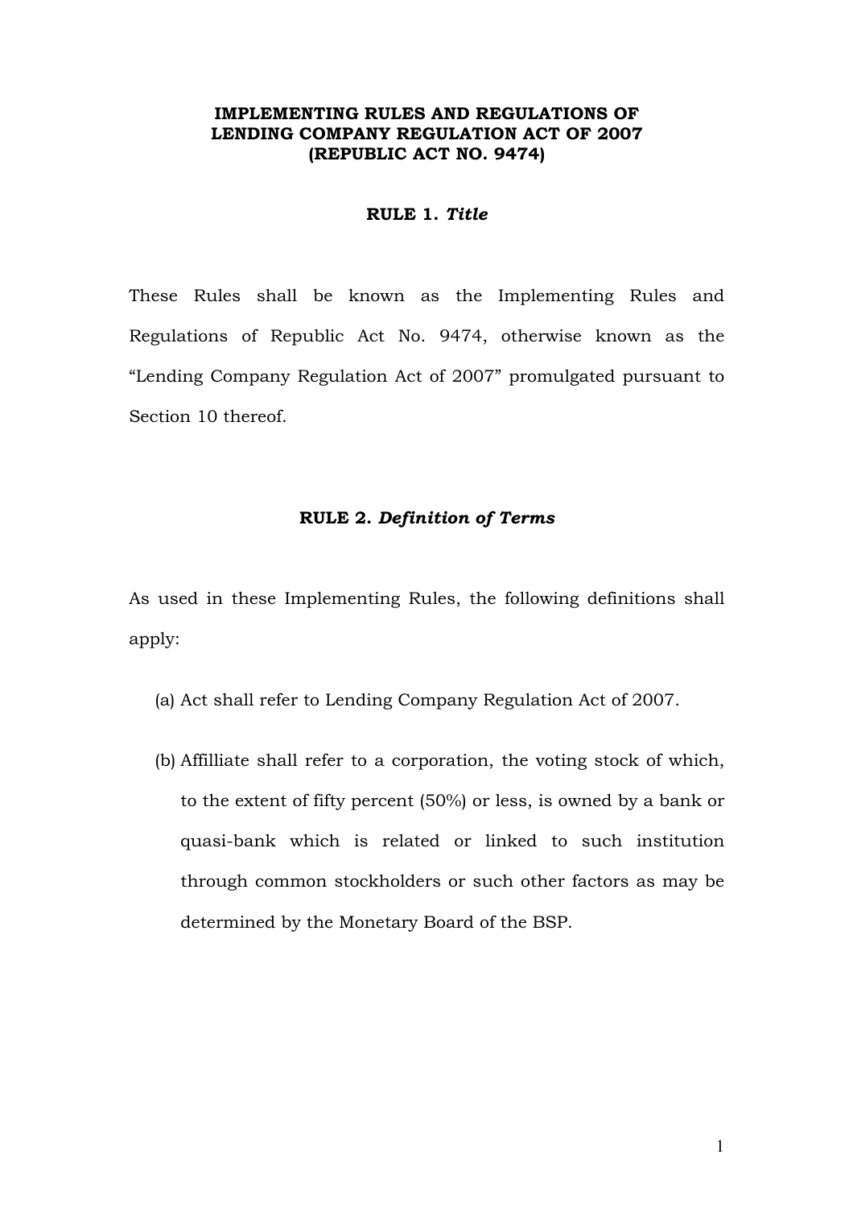# IMPLEMENTING RULES AND REGULATIONS OF LENDING COMPANY REGULATION ACT OF 2007 (REPUBLIC ACT NO. 9474)

## RULE 1. *Title*

These Rules shall be known as the Implementing Rules and Regulations of Republic Act No. 9474, otherwise known as the "Lending Company Regulation Act of 2007" promulgated pursuant to Section 10 thereof.

## RULE 2. *Definition of Terms*

As used in these Implementing Rules, the following definitions shall apply:

(a) Act shall refer to Lending Company Regulation Act of 2007.

(b) Affilliate shall refer to a corporation, the voting stock of which, to the extent of fifty percent (50%) or less, is owned by a bank or quasi-bank which is related or linked to such institution through common stockholders or such other factors as may be determined by the Monetary Board of the BSP.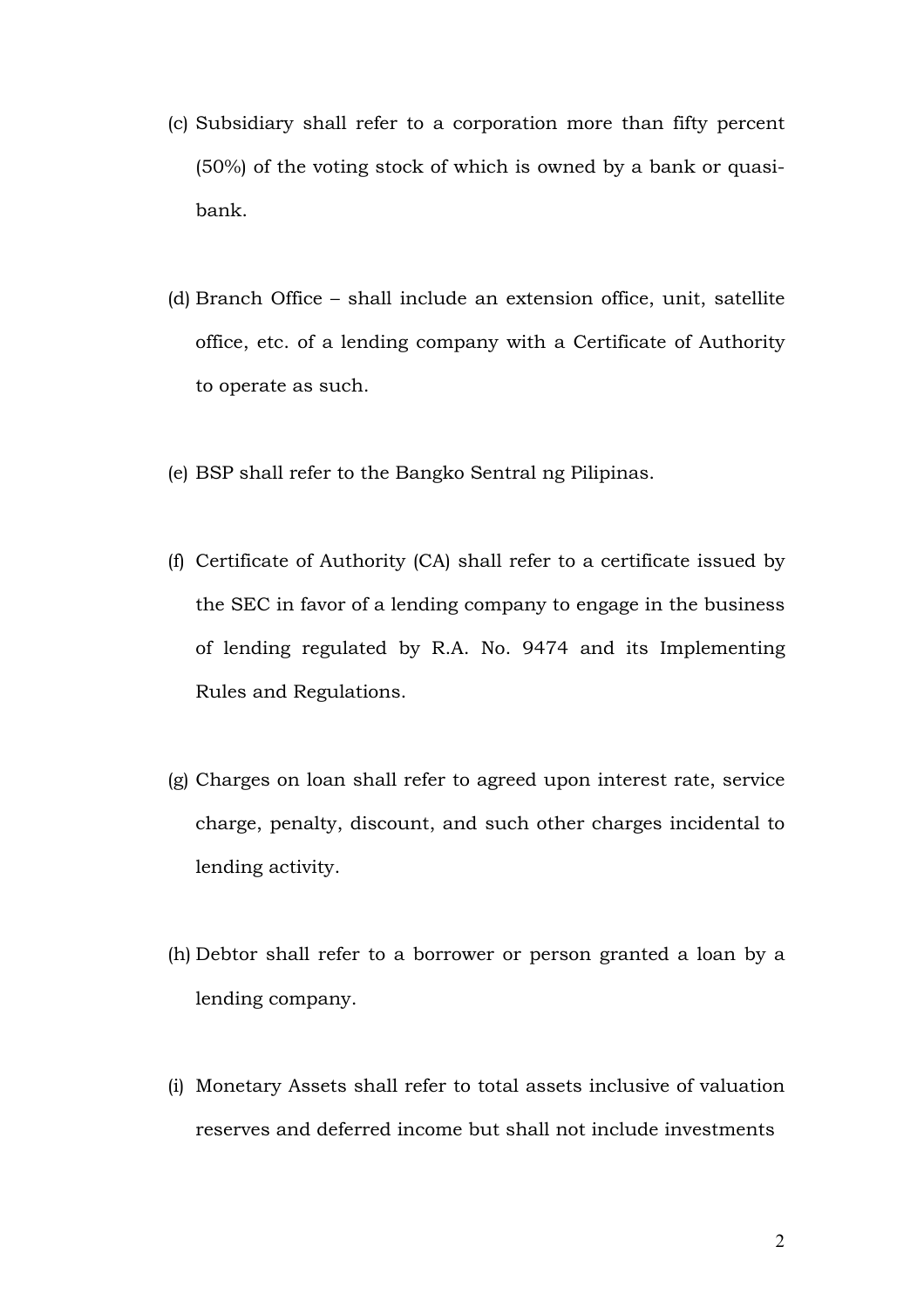(c) Subsidiary shall refer to a corporation more than fifty percent (50%) of the voting stock of which is owned by a bank or quasi-bank.

(d) Branch Office – shall include an extension office, unit, satellite office, etc. of a lending company with a Certificate of Authority to operate as such.

(e) BSP shall refer to the Bangko Sentral ng Pilipinas.

(f) Certificate of Authority (CA) shall refer to a certificate issued by the SEC in favor of a lending company to engage in the business of lending regulated by R.A. No. 9474 and its Implementing Rules and Regulations.

(g) Charges on loan shall refer to agreed upon interest rate, service charge, penalty, discount, and such other charges incidental to lending activity.

(h) Debtor shall refer to a borrower or person granted a loan by a lending company.

(i) Monetary Assets shall refer to total assets inclusive of valuation reserves and deferred income but shall not include investments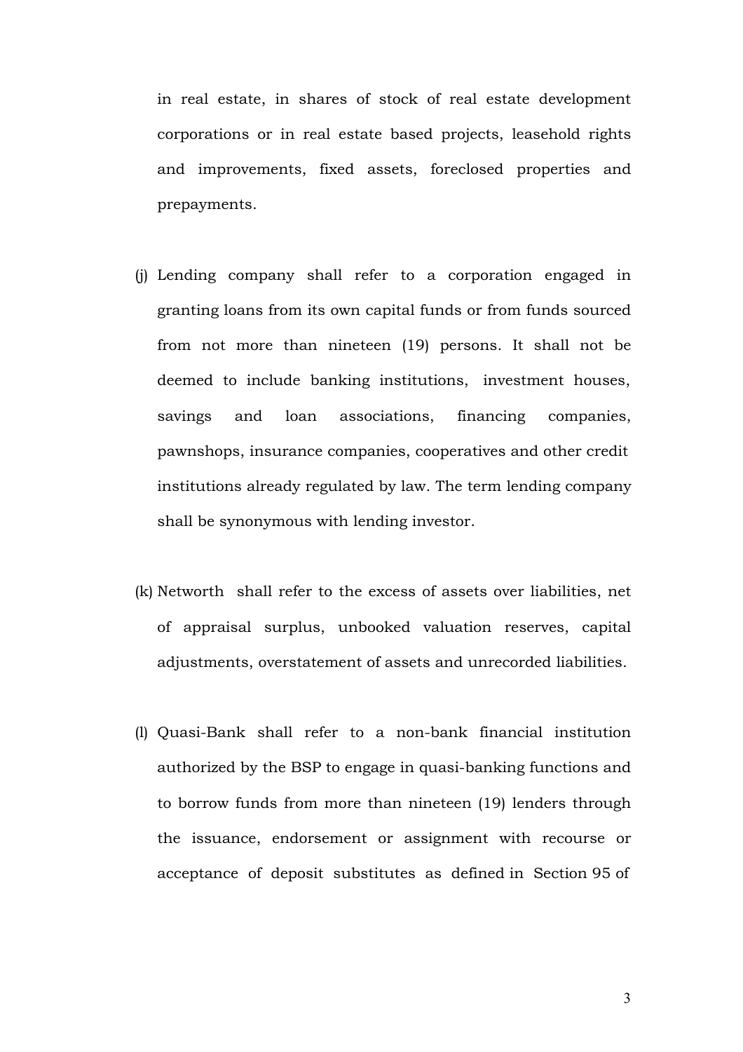in real estate, in shares of stock of real estate development corporations or in real estate based projects, leasehold rights and improvements, fixed assets, foreclosed properties and prepayments.

(j) Lending company shall refer to a corporation engaged in granting loans from its own capital funds or from funds sourced from not more than nineteen (19) persons. It shall not be deemed to include banking institutions, investment houses, savings and loan associations, financing companies, pawnshops, insurance companies, cooperatives and other credit institutions already regulated by law. The term lending company shall be synonymous with lending investor.

(k) Networth shall refer to the excess of assets over liabilities, net of appraisal surplus, unbooked valuation reserves, capital adjustments, overstatement of assets and unrecorded liabilities.

(l) Quasi-Bank shall refer to a non-bank financial institution authorized by the BSP to engage in quasi-banking functions and to borrow funds from more than nineteen (19) lenders through the issuance, endorsement or assignment with recourse or acceptance of deposit substitutes as defined in Section 95 of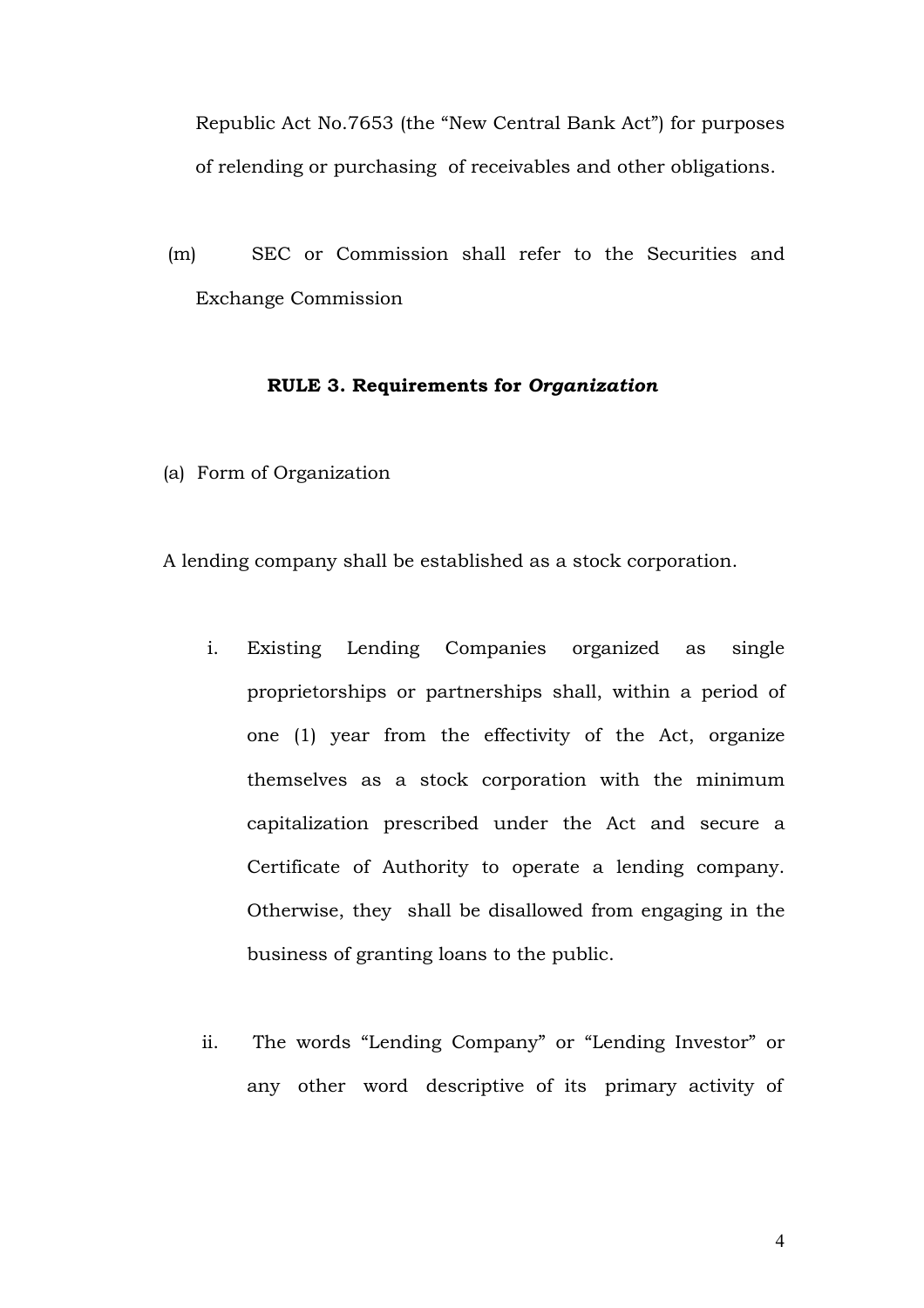Republic Act No.7653 (the "New Central Bank Act") for purposes of relending or purchasing of receivables and other obligations.

(m) SEC or Commission shall refer to the Securities and Exchange Commission

### RULE 3. Requirements for *Organization*

(a) Form of Organization

A lending company shall be established as a stock corporation.

i. Existing Lending Companies organized as single proprietorships or partnerships shall, within a period of one (1) year from the effectivity of the Act, organize themselves as a stock corporation with the minimum capitalization prescribed under the Act and secure a Certificate of Authority to operate a lending company. Otherwise, they shall be disallowed from engaging in the business of granting loans to the public.

ii. The words "Lending Company" or "Lending Investor" or any other word descriptive of its primary activity of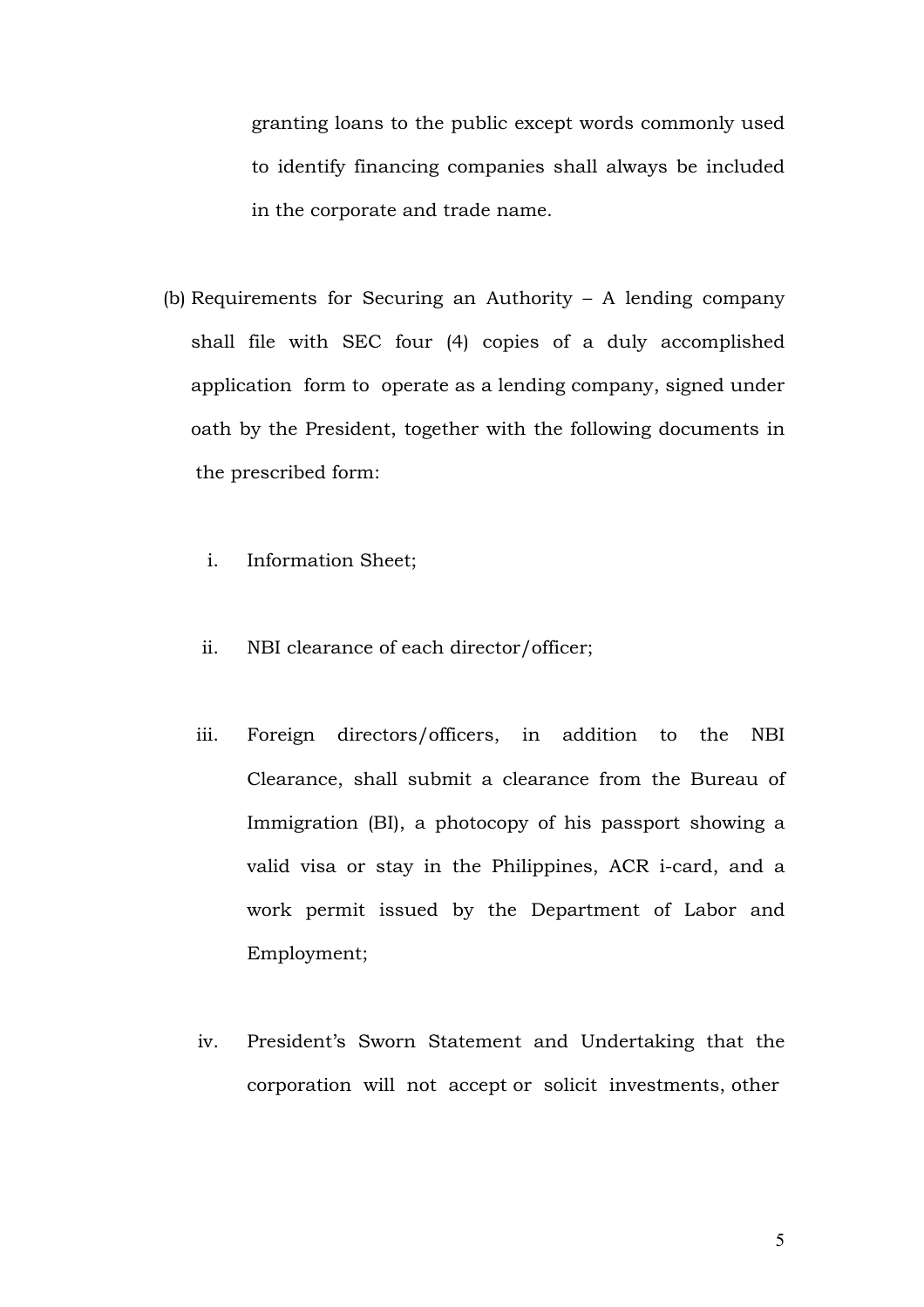granting loans to the public except words commonly used to identify financing companies shall always be included in the corporate and trade name.

(b) Requirements for Securing an Authority – A lending company shall file with SEC four (4) copies of a duly accomplished application form to operate as a lending company, signed under oath by the President, together with the following documents in the prescribed form:

i. Information Sheet;

ii. NBI clearance of each director/officer;

iii. Foreign directors/officers, in addition to the NBI Clearance, shall submit a clearance from the Bureau of Immigration (BI), a photocopy of his passport showing a valid visa or stay in the Philippines, ACR i-card, and a work permit issued by the Department of Labor and Employment;

iv. President's Sworn Statement and Undertaking that the corporation will not accept or solicit investments, other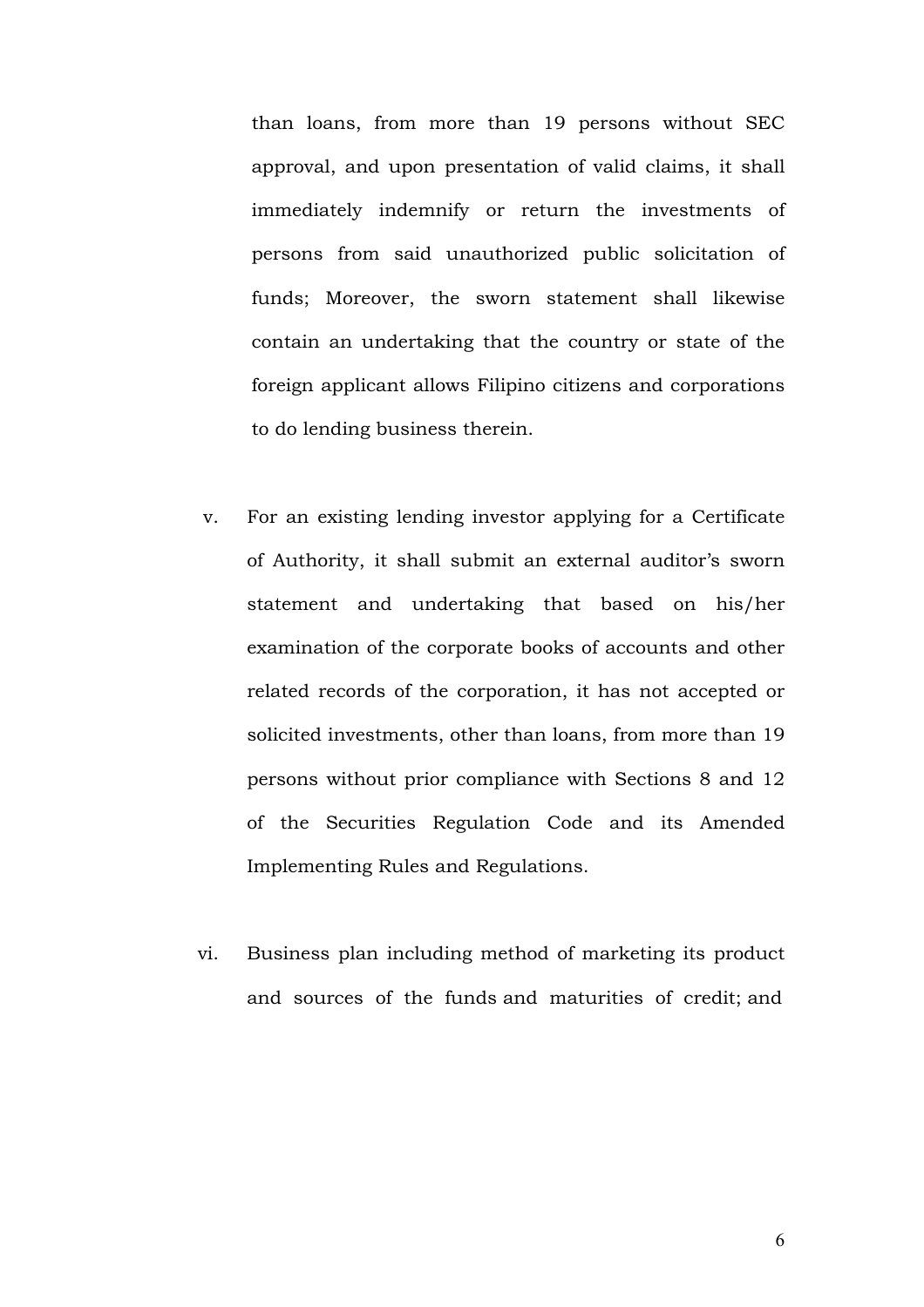than loans, from more than 19 persons without SEC approval, and upon presentation of valid claims, it shall immediately indemnify or return the investments of persons from said unauthorized public solicitation of funds; Moreover, the sworn statement shall likewise contain an undertaking that the country or state of the foreign applicant allows Filipino citizens and corporations to do lending business therein.

v. For an existing lending investor applying for a Certificate of Authority, it shall submit an external auditor's sworn statement and undertaking that based on his/her examination of the corporate books of accounts and other related records of the corporation, it has not accepted or solicited investments, other than loans, from more than 19 persons without prior compliance with Sections 8 and 12 of the Securities Regulation Code and its Amended Implementing Rules and Regulations.

vi. Business plan including method of marketing its product and sources of the funds and maturities of credit; and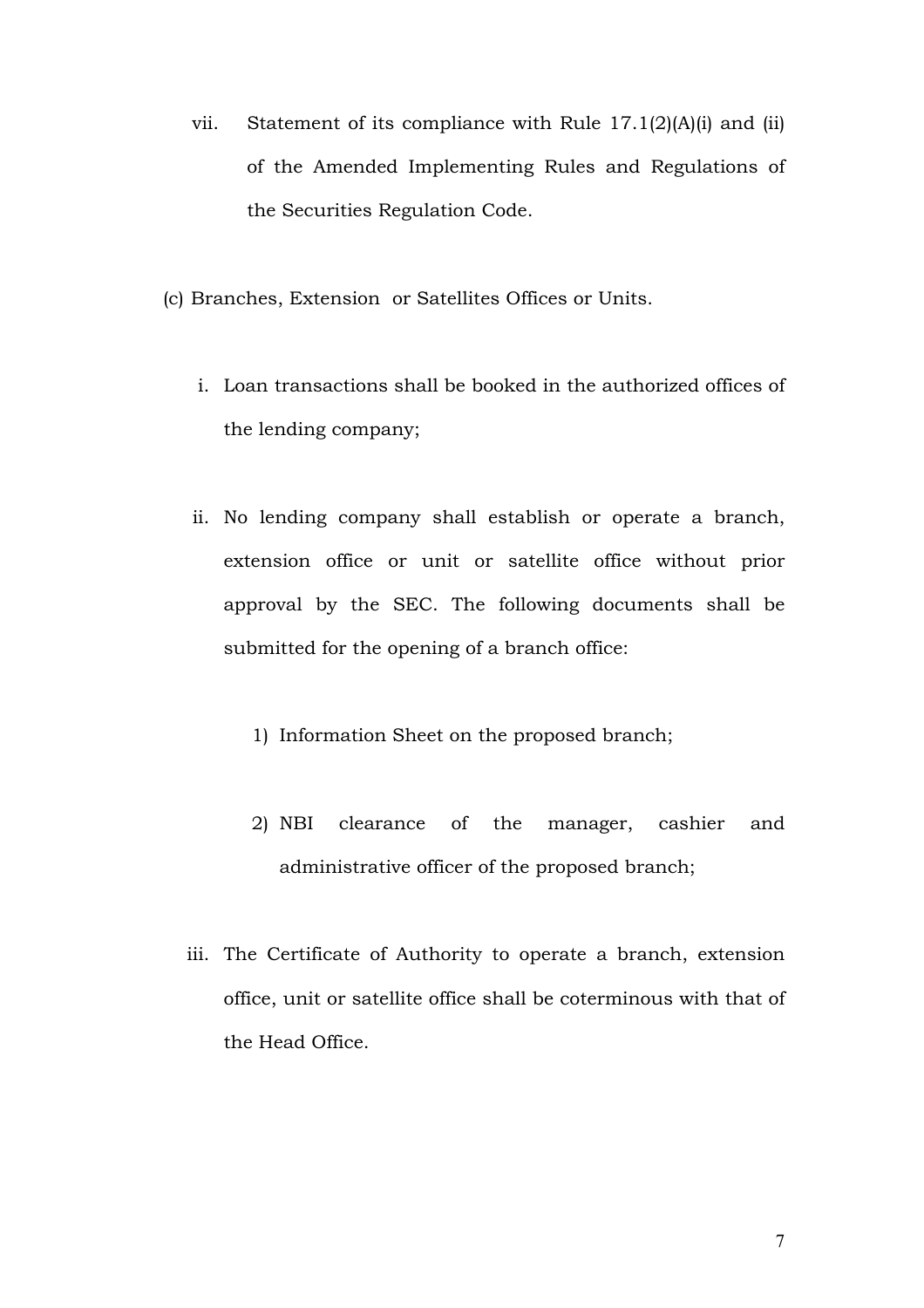vii. Statement of its compliance with Rule 17.1(2)(A)(i) and (ii) of the Amended Implementing Rules and Regulations of the Securities Regulation Code.

(c) Branches, Extension or Satellites Offices or Units.

i. Loan transactions shall be booked in the authorized offices of the lending company;

ii. No lending company shall establish or operate a branch, extension office or unit or satellite office without prior approval by the SEC. The following documents shall be submitted for the opening of a branch office:

   1) Information Sheet on the proposed branch;

   2) NBI clearance of the manager, cashier and administrative officer of the proposed branch;

iii. The Certificate of Authority to operate a branch, extension office, unit or satellite office shall be coterminous with that of the Head Office.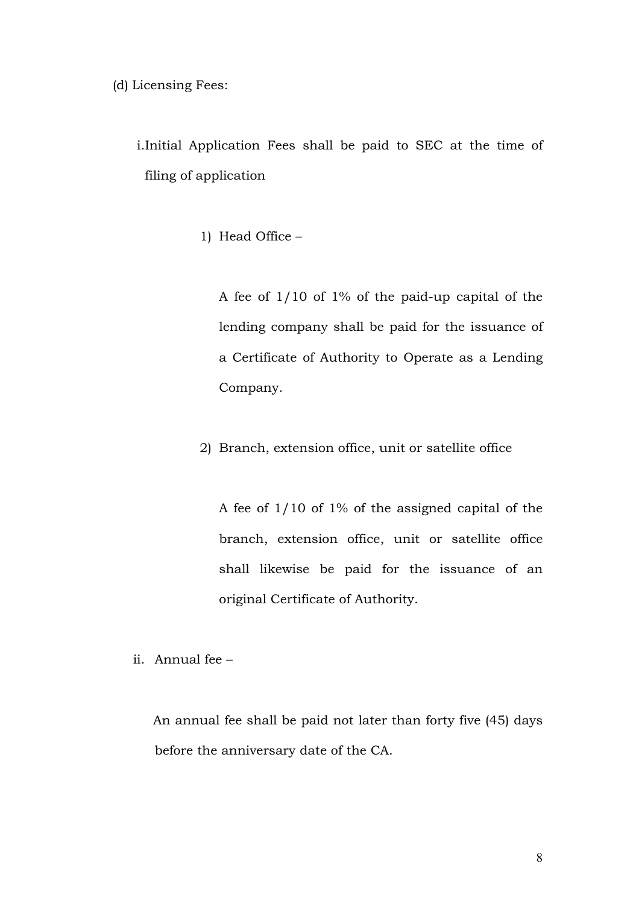(d) Licensing Fees:

i. Initial Application Fees shall be paid to SEC at the time of filing of application

1) Head Office –

A fee of 1/10 of 1% of the paid-up capital of the lending company shall be paid for the issuance of a Certificate of Authority to Operate as a Lending Company.

2) Branch, extension office, unit or satellite office

A fee of 1/10 of 1% of the assigned capital of the branch, extension office, unit or satellite office shall likewise be paid for the issuance of an original Certificate of Authority.

ii. Annual fee –

An annual fee shall be paid not later than forty five (45) days before the anniversary date of the CA.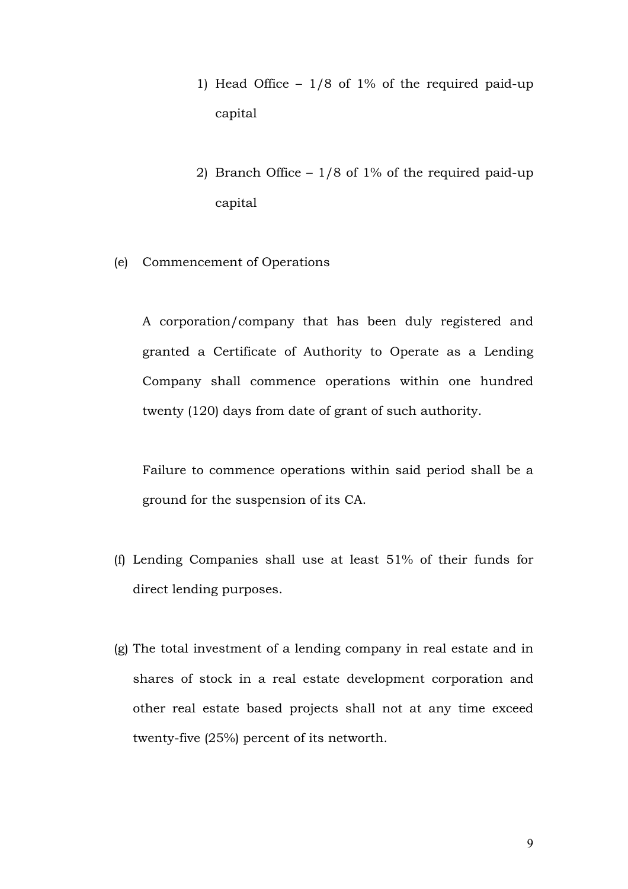1) Head Office – 1/8 of 1% of the required paid-up capital

2) Branch Office – 1/8 of 1% of the required paid-up capital

(e) Commencement of Operations

A corporation/company that has been duly registered and granted a Certificate of Authority to Operate as a Lending Company shall commence operations within one hundred twenty (120) days from date of grant of such authority.

Failure to commence operations within said period shall be a ground for the suspension of its CA.

(f) Lending Companies shall use at least 51% of their funds for direct lending purposes.

(g) The total investment of a lending company in real estate and in shares of stock in a real estate development corporation and other real estate based projects shall not at any time exceed twenty-five (25%) percent of its networth.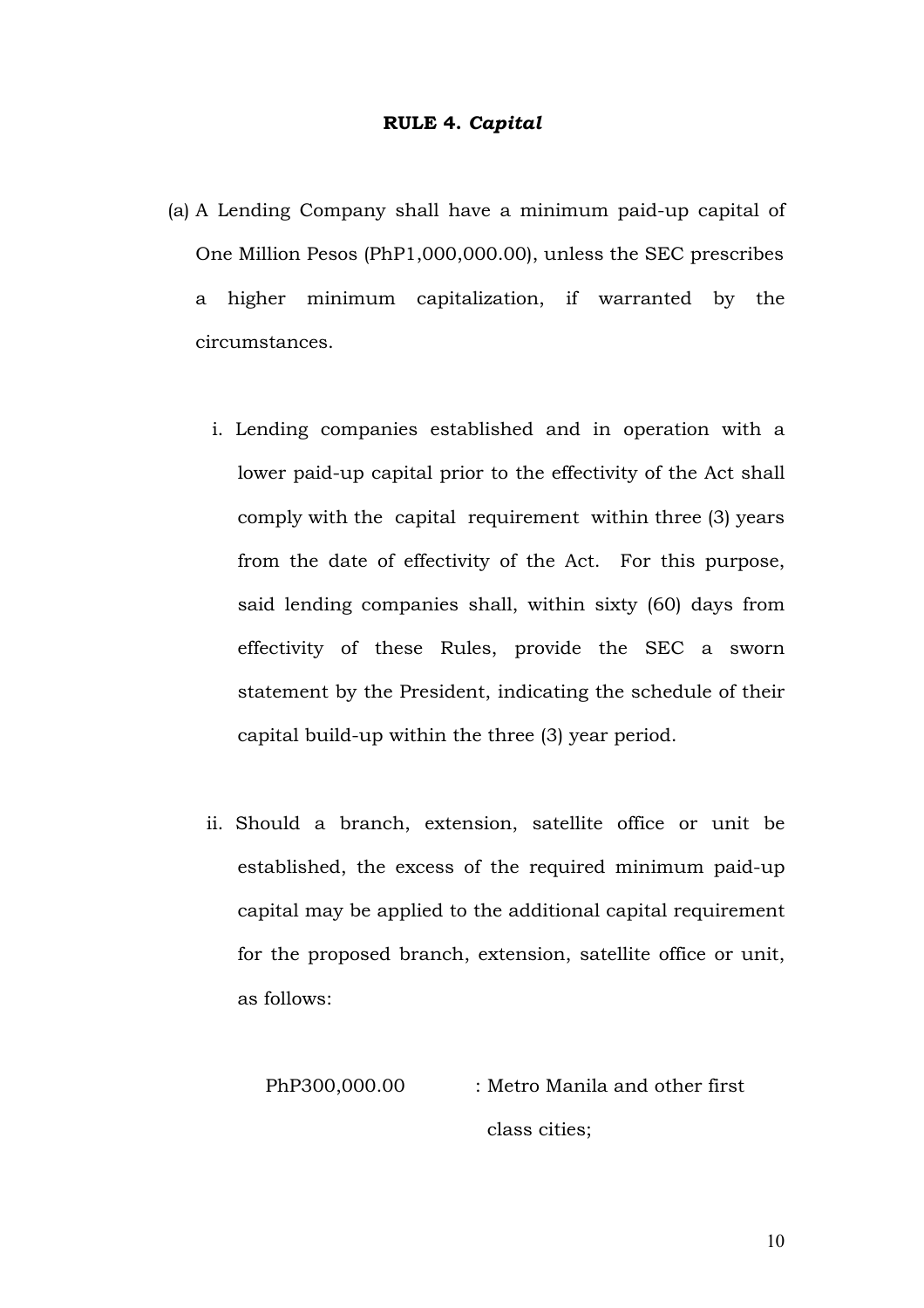**RULE 4. *Capital***

(a) A Lending Company shall have a minimum paid-up capital of One Million Pesos (PhP1,000,000.00), unless the SEC prescribes a higher minimum capitalization, if warranted by the circumstances.

   i. Lending companies established and in operation with a lower paid-up capital prior to the effectivity of the Act shall comply with the capital requirement within three (3) years from the date of effectivity of the Act. For this purpose, said lending companies shall, within sixty (60) days from effectivity of these Rules, provide the SEC a sworn statement by the President, indicating the schedule of their capital build-up within the three (3) year period.

   ii. Should a branch, extension, satellite office or unit be established, the excess of the required minimum paid-up capital may be applied to the additional capital requirement for the proposed branch, extension, satellite office or unit, as follows:

      PhP300,000.00 : Metro Manila and other first class cities;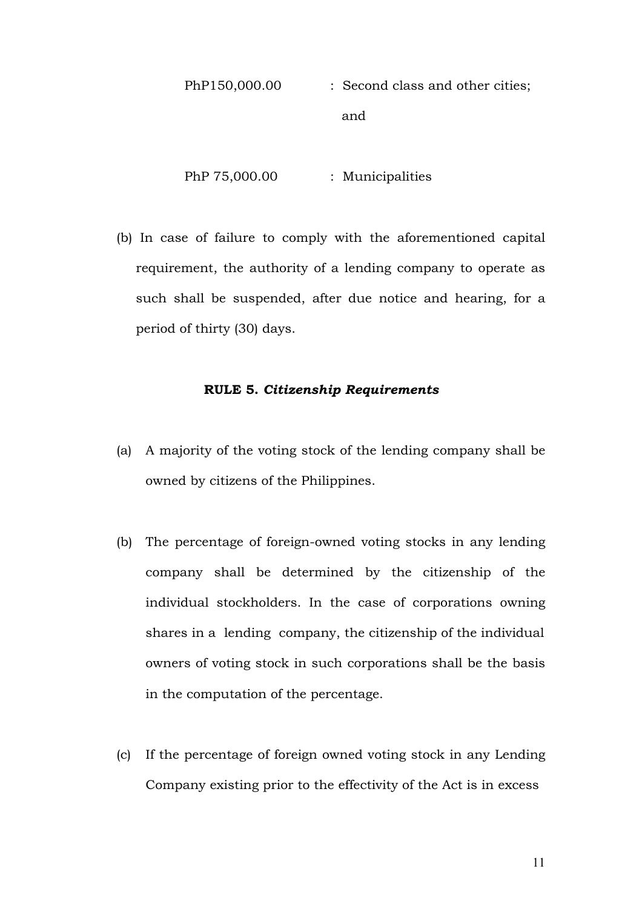| | |
|---|---|
| PhP150,000.00 | : Second class and other cities; and |
| PhP 75,000.00 | : Municipalities |

(b) In case of failure to comply with the aforementioned capital requirement, the authority of a lending company to operate as such shall be suspended, after due notice and hearing, for a period of thirty (30) days.

**RULE 5.** ***Citizenship Requirements***

(a) A majority of the voting stock of the lending company shall be owned by citizens of the Philippines.

(b) The percentage of foreign-owned voting stocks in any lending company shall be determined by the citizenship of the individual stockholders. In the case of corporations owning shares in a lending company, the citizenship of the individual owners of voting stock in such corporations shall be the basis in the computation of the percentage.

(c) If the percentage of foreign owned voting stock in any Lending Company existing prior to the effectivity of the Act is in excess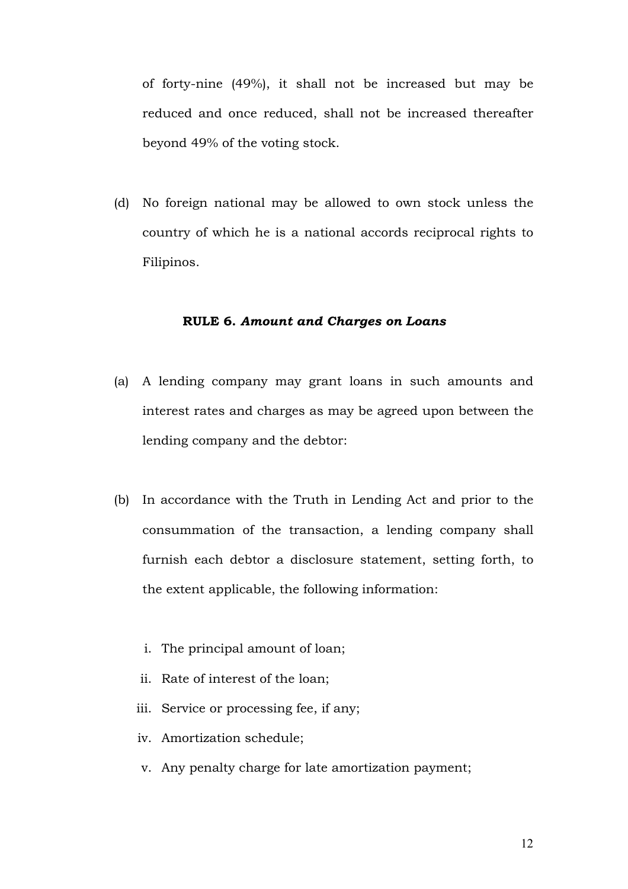of forty-nine (49%), it shall not be increased but may be reduced and once reduced, shall not be increased thereafter beyond 49% of the voting stock.

(d) No foreign national may be allowed to own stock unless the country of which he is a national accords reciprocal rights to Filipinos.

**RULE 6.** ***Amount and Charges on Loans***

(a) A lending company may grant loans in such amounts and interest rates and charges as may be agreed upon between the lending company and the debtor:

(b) In accordance with the Truth in Lending Act and prior to the consummation of the transaction, a lending company shall furnish each debtor a disclosure statement, setting forth, to the extent applicable, the following information:

   i. The principal amount of loan;
   ii. Rate of interest of the loan;
   iii. Service or processing fee, if any;
   iv. Amortization schedule;
   v. Any penalty charge for late amortization payment;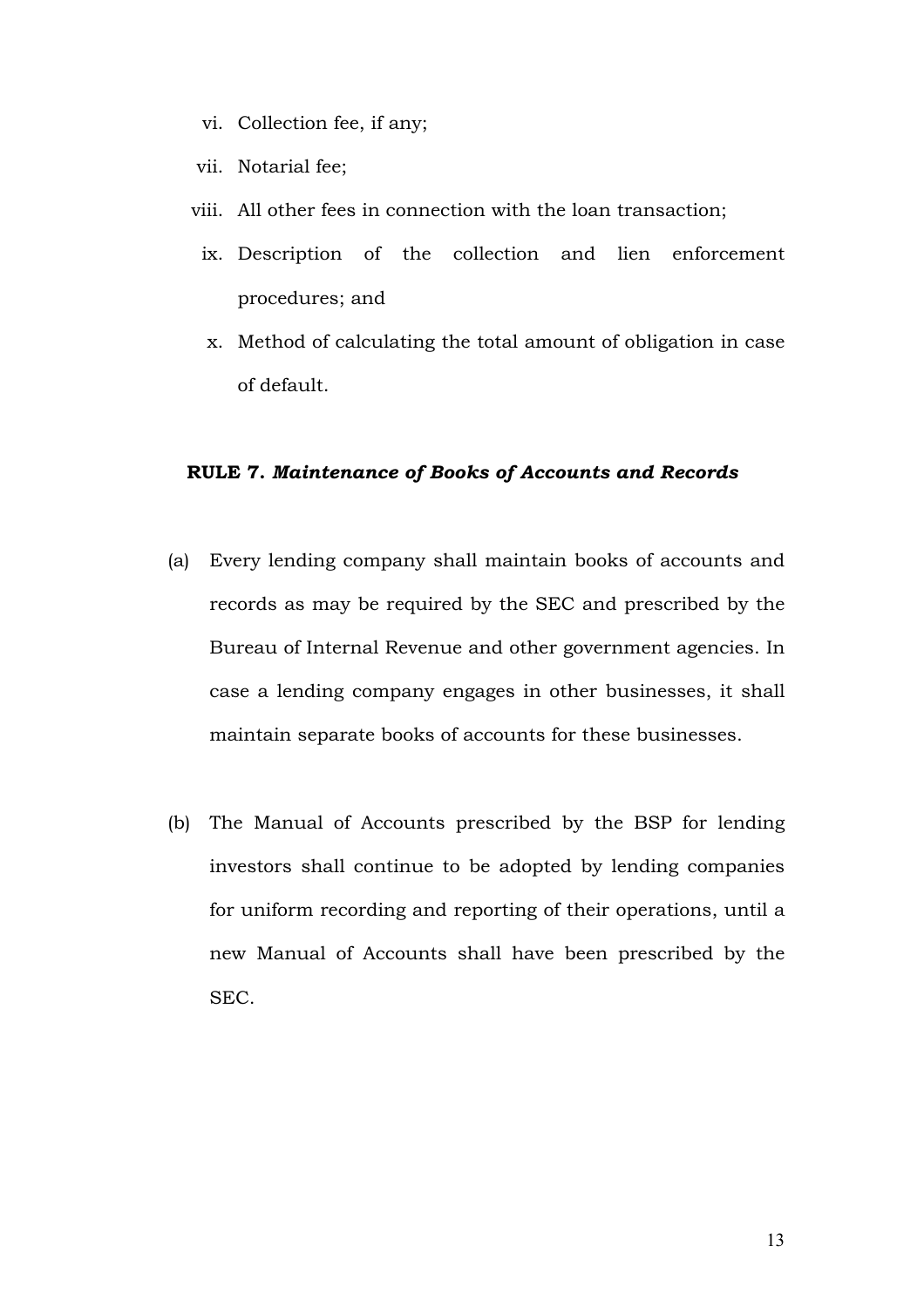vi. Collection fee, if any;

vii. Notarial fee;

viii. All other fees in connection with the loan transaction;

ix. Description of the collection and lien enforcement procedures; and

x. Method of calculating the total amount of obligation in case of default.

## RULE 7. *Maintenance of Books of Accounts and Records*

(a) Every lending company shall maintain books of accounts and records as may be required by the SEC and prescribed by the Bureau of Internal Revenue and other government agencies. In case a lending company engages in other businesses, it shall maintain separate books of accounts for these businesses.

(b) The Manual of Accounts prescribed by the BSP for lending investors shall continue to be adopted by lending companies for uniform recording and reporting of their operations, until a new Manual of Accounts shall have been prescribed by the SEC.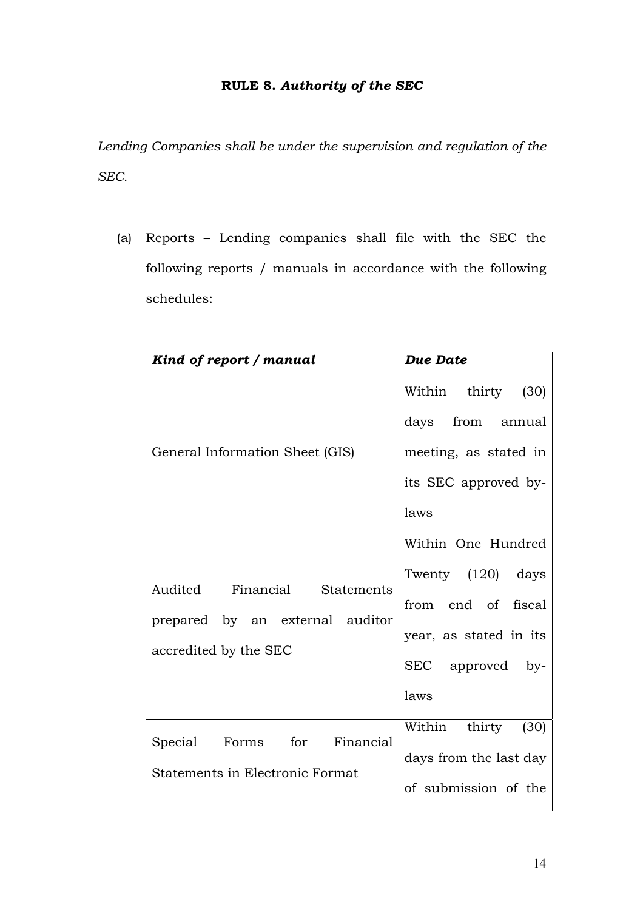**RULE 8.** ***Authority of the SEC***

*Lending Companies shall be under the supervision and regulation of the SEC.*

(a) Reports – Lending companies shall file with the SEC the following reports / manuals in accordance with the following schedules:

| ***Kind of report / manual*** | ***Due Date*** |
|---|---|
| General Information Sheet (GIS) | Within thirty (30) days from annual meeting, as stated in its SEC approved by-laws |
| Audited Financial Statements prepared by an external auditor accredited by the SEC | Within One Hundred Twenty (120) days from end of fiscal year, as stated in its SEC approved by-laws |
| Special Forms for Financial Statements in Electronic Format | Within thirty (30) days from the last day of submission of the |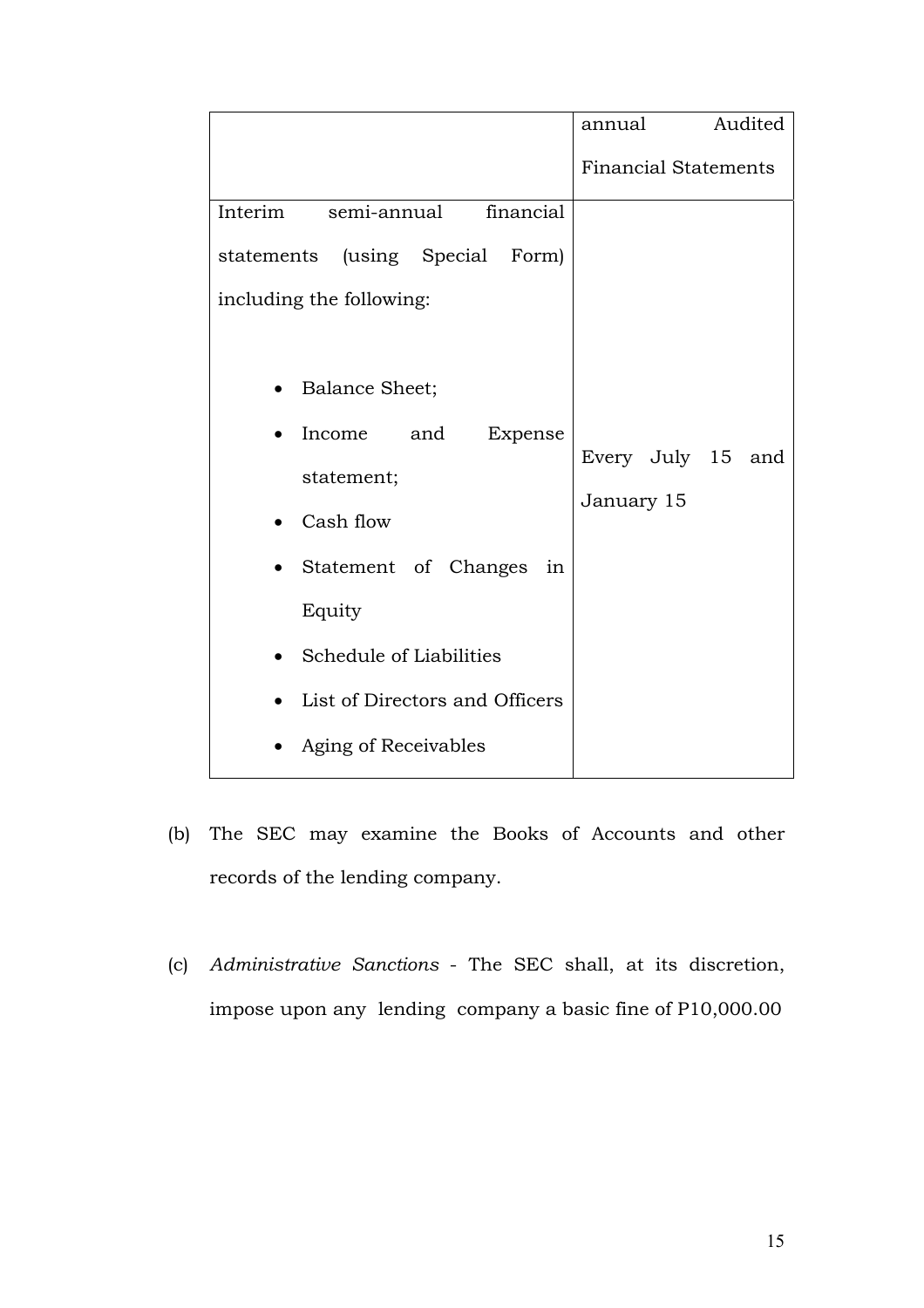| | |
|---|---|
| | annual Audited Financial Statements |
| Interim semi-annual financial statements (using Special Form) including the following:<br><br>• Balance Sheet;<br>• Income and Expense statement;<br>• Cash flow<br>• Statement of Changes in Equity<br>• Schedule of Liabilities<br>• List of Directors and Officers<br>• Aging of Receivables | Every July 15 and January 15 |

(b) The SEC may examine the Books of Accounts and other records of the lending company.

(c) *Administrative Sanctions* - The SEC shall, at its discretion, impose upon any lending company a basic fine of P10,000.00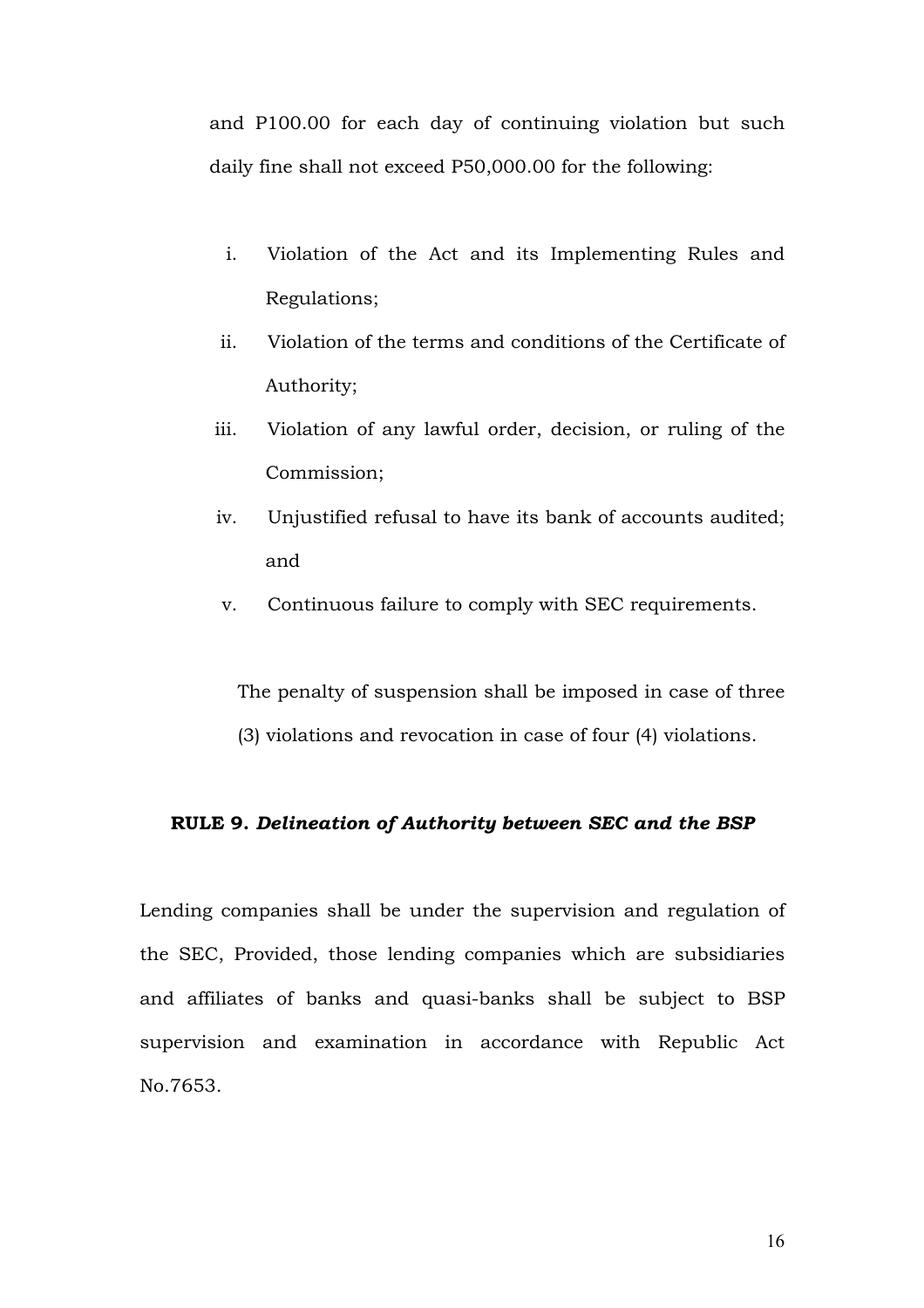and P100.00 for each day of continuing violation but such daily fine shall not exceed P50,000.00 for the following:

i. Violation of the Act and its Implementing Rules and Regulations;

ii. Violation of the terms and conditions of the Certificate of Authority;

iii. Violation of any lawful order, decision, or ruling of the Commission;

iv. Unjustified refusal to have its bank of accounts audited; and

v. Continuous failure to comply with SEC requirements.

The penalty of suspension shall be imposed in case of three (3) violations and revocation in case of four (4) violations.

**RULE 9.** ***Delineation of Authority between SEC and the BSP***

Lending companies shall be under the supervision and regulation of the SEC, Provided, those lending companies which are subsidiaries and affiliates of banks and quasi-banks shall be subject to BSP supervision and examination in accordance with Republic Act No.7653.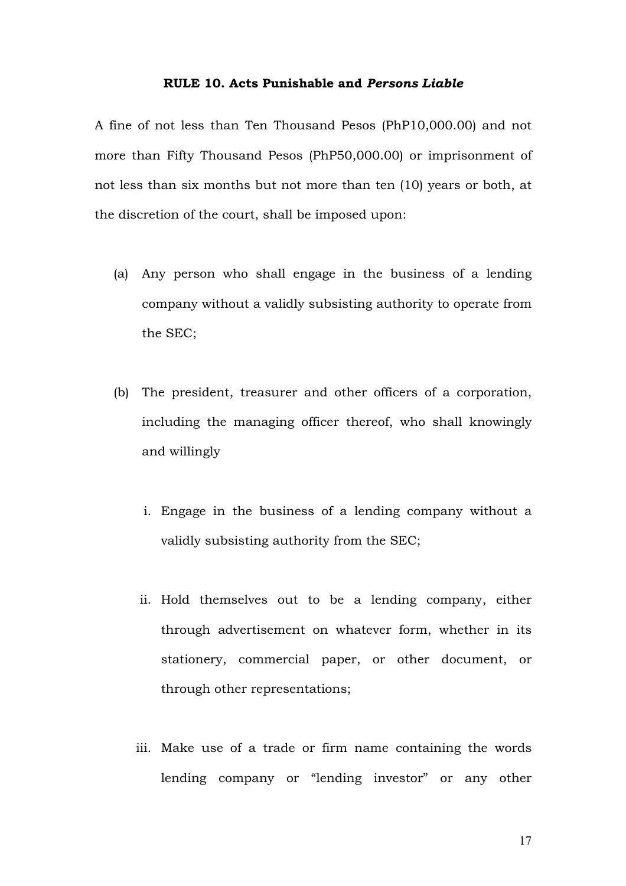**RULE 10. Acts Punishable and *Persons Liable***

A fine of not less than Ten Thousand Pesos (PhP10,000.00) and not more than Fifty Thousand Pesos (PhP50,000.00) or imprisonment of not less than six months but not more than ten (10) years or both, at the discretion of the court, shall be imposed upon:

(a) Any person who shall engage in the business of a lending company without a validly subsisting authority to operate from the SEC;

(b) The president, treasurer and other officers of a corporation, including the managing officer thereof, who shall knowingly and willingly

   i. Engage in the business of a lending company without a validly subsisting authority from the SEC;

   ii. Hold themselves out to be a lending company, either through advertisement on whatever form, whether in its stationery, commercial paper, or other document, or through other representations;

   iii. Make use of a trade or firm name containing the words lending company or "lending investor" or any other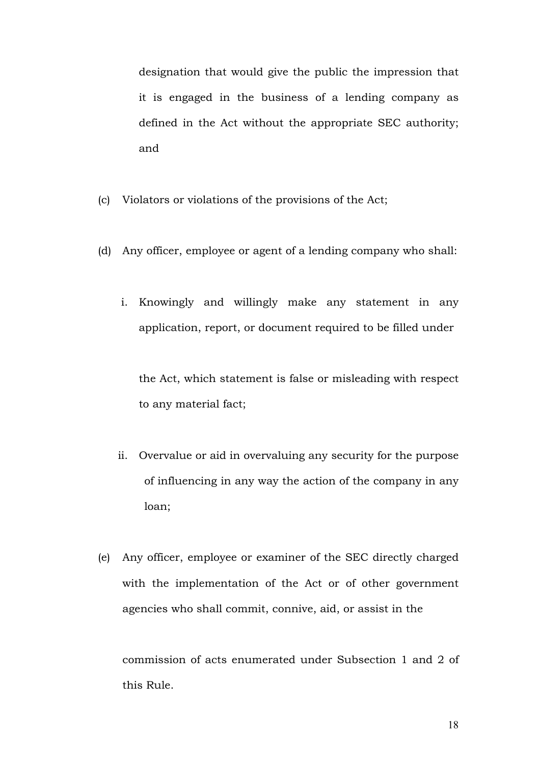designation that would give the public the impression that it is engaged in the business of a lending company as defined in the Act without the appropriate SEC authority; and

(c) Violators or violations of the provisions of the Act;

(d) Any officer, employee or agent of a lending company who shall:

   i. Knowingly and willingly make any statement in any application, report, or document required to be filled under the Act, which statement is false or misleading with respect to any material fact;

   ii. Overvalue or aid in overvaluing any security for the purpose of influencing in any way the action of the company in any loan;

(e) Any officer, employee or examiner of the SEC directly charged with the implementation of the Act or of other government agencies who shall commit, connive, aid, or assist in the commission of acts enumerated under Subsection 1 and 2 of this Rule.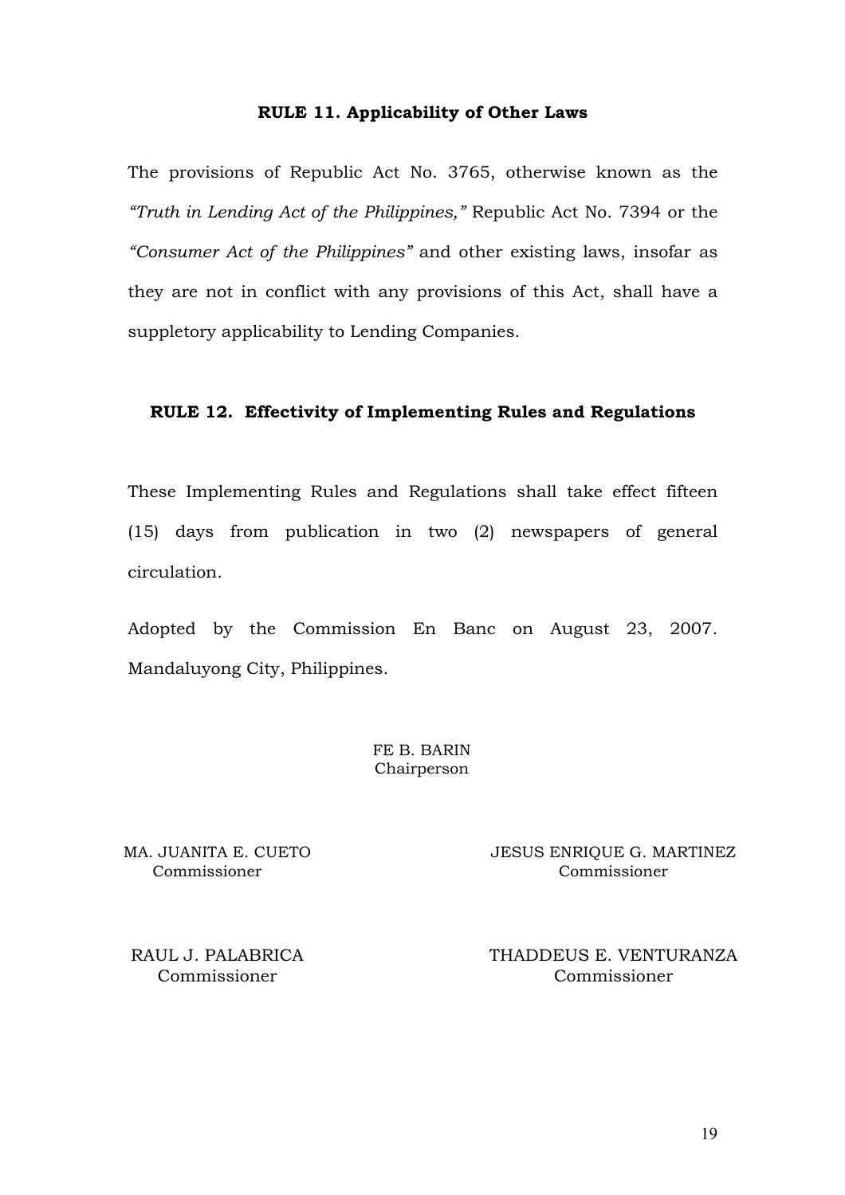## RULE 11. Applicability of Other Laws

The provisions of Republic Act No. 3765, otherwise known as the *"Truth in Lending Act of the Philippines,"* Republic Act No. 7394 or the *"Consumer Act of the Philippines"* and other existing laws, insofar as they are not in conflict with any provisions of this Act, shall have a suppletory applicability to Lending Companies.

## RULE 12. Effectivity of Implementing Rules and Regulations

These Implementing Rules and Regulations shall take effect fifteen (15) days from publication in two (2) newspapers of general circulation.

Adopted by the Commission En Banc on August 23, 2007. Mandaluyong City, Philippines.

FE B. BARIN
Chairperson

MA. JUANITA E. CUETO
Commissioner

JESUS ENRIQUE G. MARTINEZ
Commissioner

RAUL J. PALABRICA
Commissioner

THADDEUS E. VENTURANZA
Commissioner